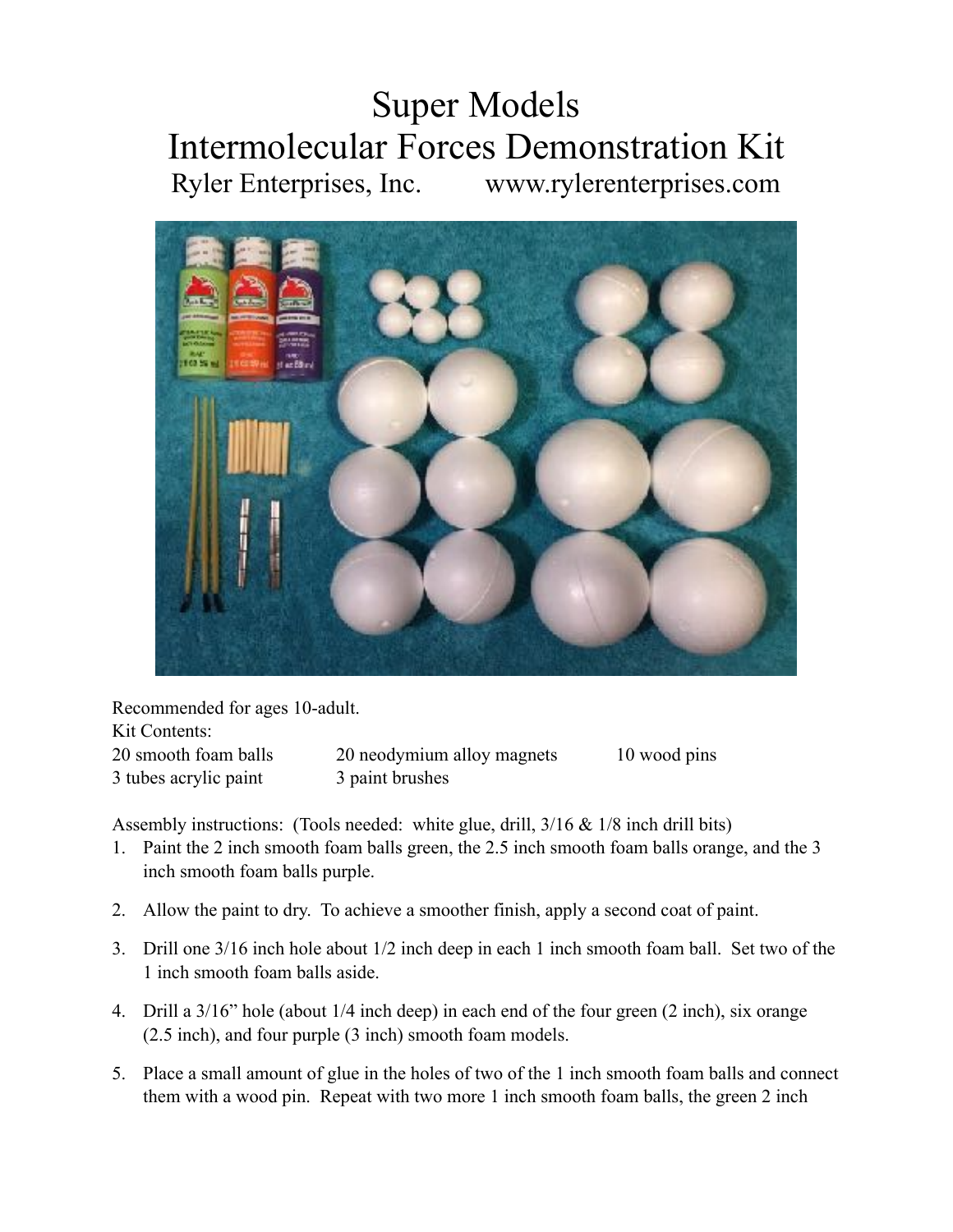# Super Models
# Intermolecular Forces Demonstration Kit

Ryler Enterprises, Inc. www.rylerenterprises.com

Recommended for ages 10-adult.

Kit Contents:

| | | |
|---|---|---|
| 20 smooth foam balls | 20 neodymium alloy magnets | 10 wood pins |
| 3 tubes acrylic paint | 3 paint brushes | |

Assembly instructions: (Tools needed: white glue, drill, 3/16 & 1/8 inch drill bits)

1. Paint the 2 inch smooth foam balls green, the 2.5 inch smooth foam balls orange, and the 3 inch smooth foam balls purple.
2. Allow the paint to dry. To achieve a smoother finish, apply a second coat of paint.
3. Drill one 3/16 inch hole about 1/2 inch deep in each 1 inch smooth foam ball. Set two of the 1 inch smooth foam balls aside.
4. Drill a 3/16" hole (about 1/4 inch deep) in each end of the four green (2 inch), six orange (2.5 inch), and four purple (3 inch) smooth foam models.
5. Place a small amount of glue in the holes of two of the 1 inch smooth foam balls and connect them with a wood pin. Repeat with two more 1 inch smooth foam balls, the green 2 inch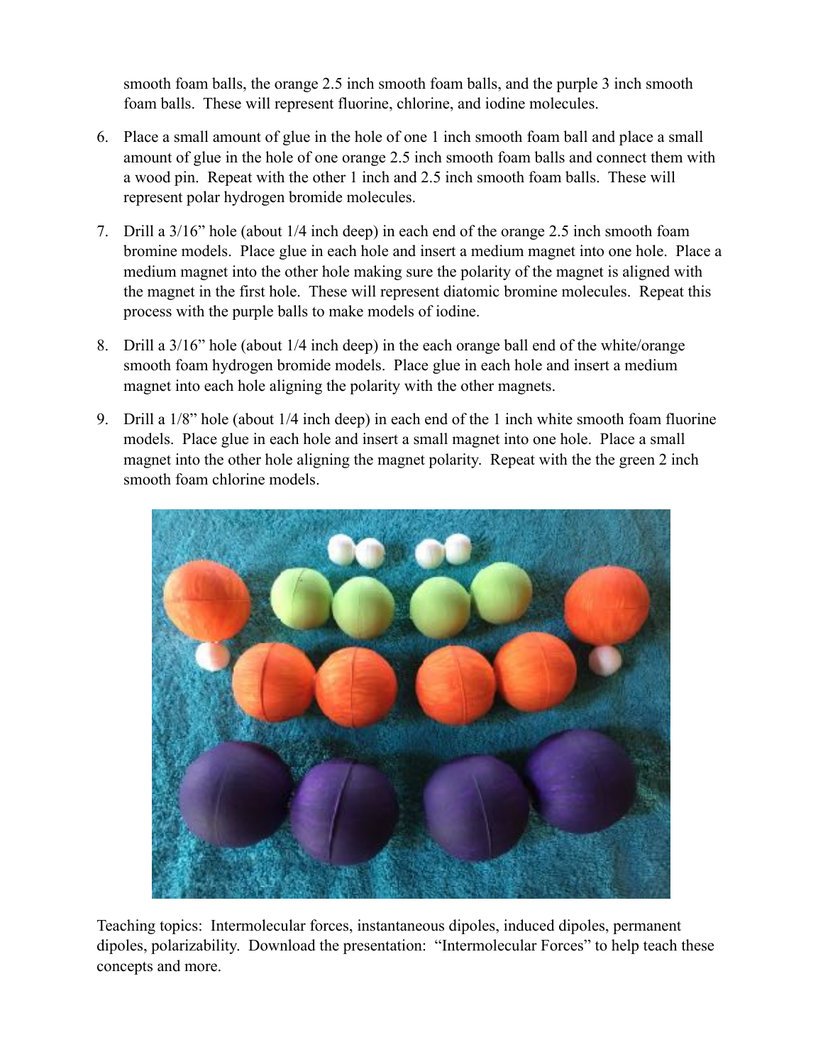smooth foam balls, the orange 2.5 inch smooth foam balls, and the purple 3 inch smooth foam balls. These will represent fluorine, chlorine, and iodine molecules.

6. Place a small amount of glue in the hole of one 1 inch smooth foam ball and place a small amount of glue in the hole of one orange 2.5 inch smooth foam balls and connect them with a wood pin. Repeat with the other 1 inch and 2.5 inch smooth foam balls. These will represent polar hydrogen bromide molecules.
7. Drill a 3/16" hole (about 1/4 inch deep) in each end of the orange 2.5 inch smooth foam bromine models. Place glue in each hole and insert a medium magnet into one hole. Place a medium magnet into the other hole making sure the polarity of the magnet is aligned with the magnet in the first hole. These will represent diatomic bromine molecules. Repeat this process with the purple balls to make models of iodine.
8. Drill a 3/16" hole (about 1/4 inch deep) in the each orange ball end of the white/orange smooth foam hydrogen bromide models. Place glue in each hole and insert a medium magnet into each hole aligning the polarity with the other magnets.
9. Drill a 1/8" hole (about 1/4 inch deep) in each end of the 1 inch white smooth foam fluorine models. Place glue in each hole and insert a small magnet into one hole. Place a small magnet into the other hole aligning the magnet polarity. Repeat with the the green 2 inch smooth foam chlorine models.

Teaching topics: Intermolecular forces, instantaneous dipoles, induced dipoles, permanent dipoles, polarizability. Download the presentation: "Intermolecular Forces" to help teach these concepts and more.